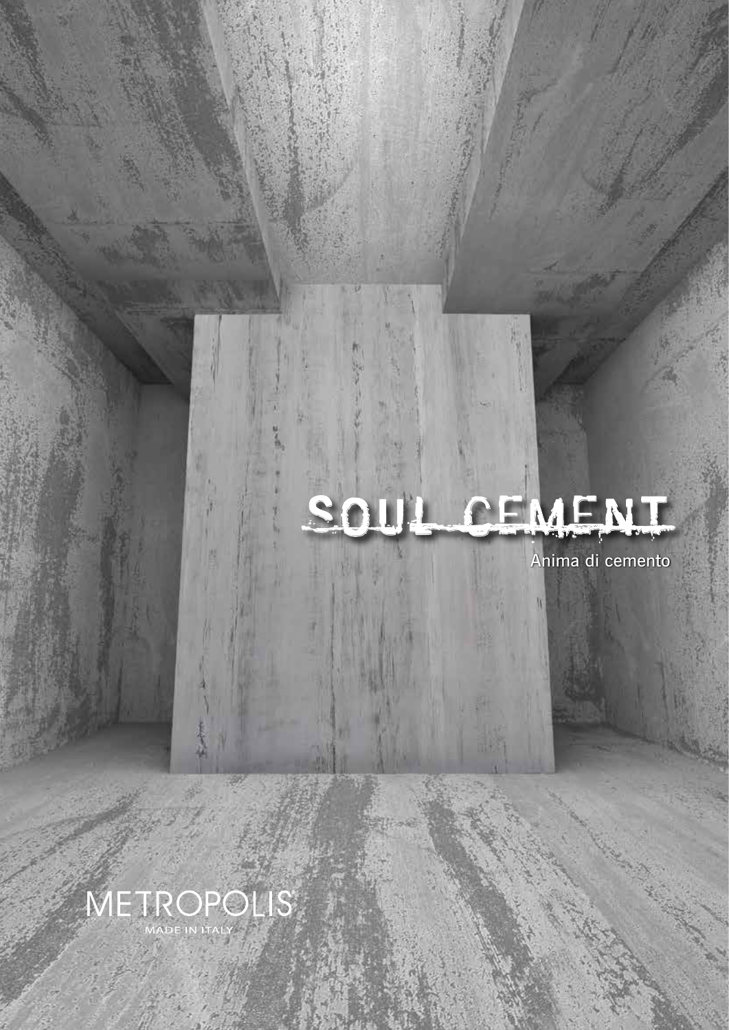# SOUL CEMENT

Anima di cemento

METROPOLIS®

MADE IN ITALY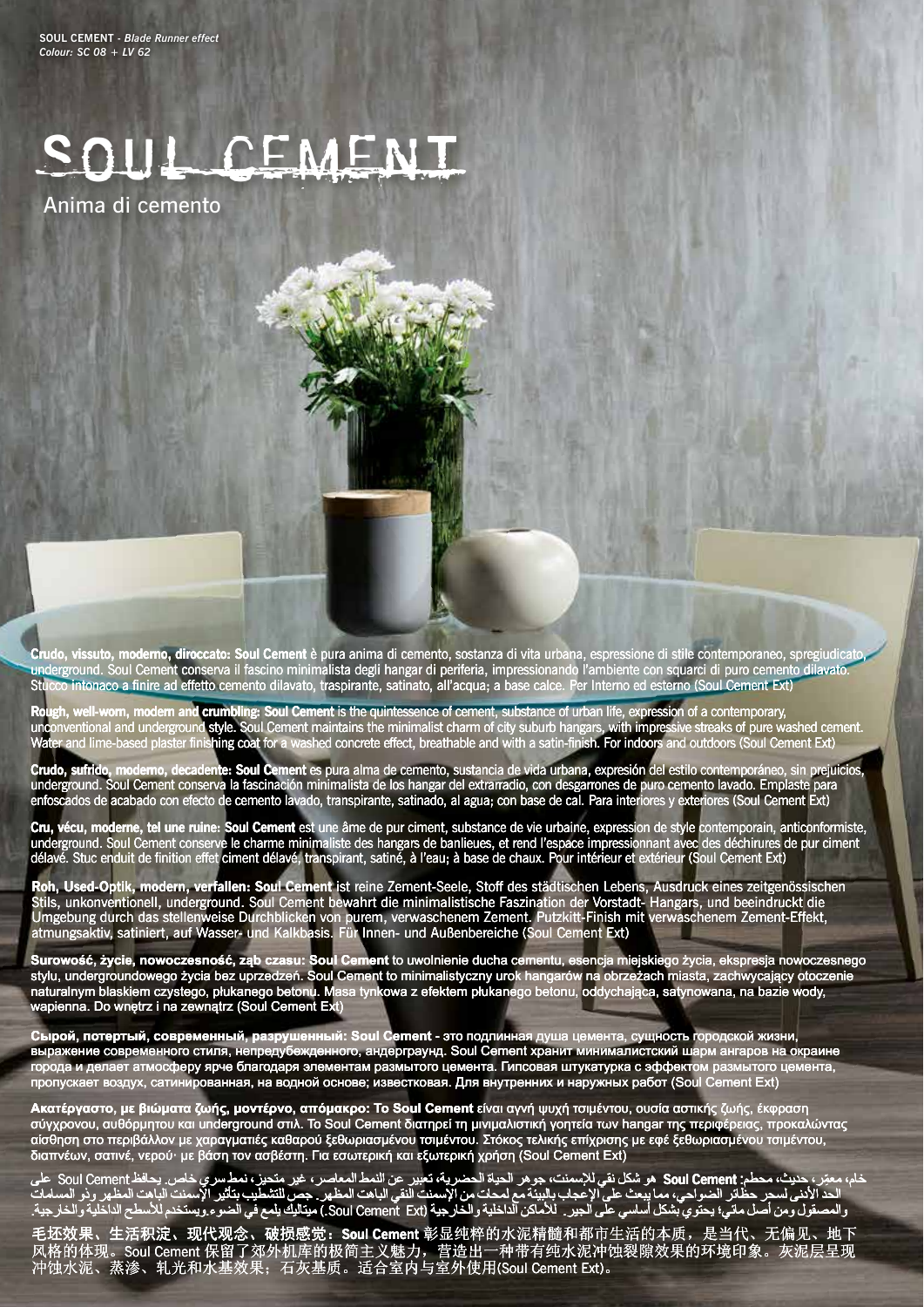**SOUL CEMENT** - *Blade Runner effect*
*Colour: SC 08 + LV 62*

# SOUL CEMENT

Anima di cemento

**Crudo, vissuto, moderno, diroccato: Soul Cement** è pura anima di cemento, sostanza di vita urbana, espressione di stile contemporaneo, spregiudicato, underground. Soul Cement conserva il fascino minimalista degli hangar di periferia, impressionando l'ambiente con squarci di puro cemento dilavato. Stucco intonaco a finire ad effetto cemento dilavato, traspirante, satinato, all'acqua; a base calce. Per Interno ed esterno (Soul Cement Ext)

**Rough, well-worn, modern and crumbling: Soul Cement** is the quintessence of cement, substance of urban life, expression of a contemporary, unconventional and underground style. Soul Cement maintains the minimalist charm of city suburb hangars, with impressive streaks of pure washed cement. Water and lime-based plaster finishing coat for a washed concrete effect, breathable and with a satin-finish. For indoors and outdoors (Soul Cement Ext)

**Crudo, sufrido, moderno, decadente: Soul Cement** es pura alma de cemento, sustancia de vida urbana, expresión del estilo contemporáneo, sin prejuicios, underground. Soul Cement conserva la fascinación minimalista de los hangar del extrarradio, con desgarrones de puro cemento lavado. Emplaste para enfoscados de acabado con efecto de cemento lavado, transpirante, satinado, al agua; con base de cal. Para interiores y exteriores (Soul Cement Ext)

**Cru, vécu, moderne, tel une ruine: Soul Cement** est une âme de pur ciment, substance de vie urbaine, expression de style contemporain, anticonformiste, underground. Soul Cement conserve le charme minimaliste des hangars de banlieues, et rend l'espace impressionnant avec des déchirures de pur ciment délavé. Stuc enduit de finition effet ciment délavé, transpirant, satiné, à l'eau; à base de chaux. Pour intérieur et extérieur (Soul Cement Ext)

**Roh, Used-Optik, modern, verfallen: Soul Cement** ist reine Zement-Seele, Stoff des städtischen Lebens, Ausdruck eines zeitgenössischen Stils, unkonventionell, underground. Soul Cement bewahrt die minimalistische Faszination der Vorstadt- Hangars, und beeindruckt die Umgebung durch das stellenweise Durchblicken von purem, verwaschenem Zement. Putzkitt-Finish mit verwaschenem Zement-Effekt, atmungsaktiv, satiniert, auf Wasser- und Kalkbasis. Für Innen- und Außenbereiche (Soul Cement Ext)

**Surowość, życie, nowoczesność, ząb czasu: Soul Cement** to uwolnienie ducha cementu, esencja miejskiego życia, ekspresja nowoczesnego stylu, undergroundowego życia bez uprzedzeń. Soul Cement to minimalistyczny urok hangarów na obrzeżach miasta, zachwycający otoczenie naturalnym blaskiem czystego, płukanego betonu. Masa tynkowa z efektem płukanego betonu, oddychająca, satynowana, na bazie wody, wapienna. Do wnętrz i na zewnątrz (Soul Cement Ext)

**Сырой, потертый, современный, разрушенный: Soul Cement** - это подлинная душа цемента, сущность городской жизни, выражение современного стиля, непредубежденного, андерграунд. Soul Cement хранит минималистский шарм ангаров на окраине города и делает атмосферу ярче благодаря элементам размытого цемента. Гипсовая штукатурка с эффектом размытого цемента, пропускает воздух, сатинированная, на водной основе; известковая. Для внутренних и наружных работ (Soul Cement Ext)

**Ακατέργαστο, με βιώματα ζωής, μοντέρνο, απόμακρο: Το Soul Cement** είναι αγνή ψυχή τσιμέντου, ουσία αστικής ζωής, έκφραση σύγχρονου, αυθόρμητου και underground στιλ. Το Soul Cement διατηρεί τη μινιμαλιστική γοητεία των hangar της περιφέρειας, προκαλώντας αίσθηση στο περιβάλλον με χαραγματιές καθαρού ξεθωριασμένου τσιμέντου. Στόκος τελικής επίχρισης με εφέ ξεθωριασμένου τσιμέντου, διαπνέων, σατινέ, νερού· με βάση τον ασβέστη. Για εσωτερική και εξωτερική χρήση (Soul Cement Ext)

خام، معمّر، حديث، محطم: **Soul Cement** هو شكل نقي للإسمنت، جوهر الحياة الحضرية، تعبير عن النمط المعاصر، غير متحيز، نمط سري خاص. يحافظ Soul Cement على الحد الأدنى لسحر حظائر الضواحي، مما يبعث على الإعجاب بالبيئة مع لمحات من الإسمنت النقي الباهت المظهر. جص للتشطيب بتأثير الإسمنت الباهت المظهر وذو المسامات والمصقول ومن أصل مائي؛ يحتوي بشكل أساسي على الجير. للأماكن الداخلية والخارجية (Soul Cement Ext.) ميتاليك يلمع في الضوء.ويستخدم للأسطح الداخلية والخارجية.

毛坯效果、生活积淀、现代观念、破损感觉：**Soul Cement** 彰显纯粹的水泥精髓和都市生活的本质，是当代、无偏见、地下风格的体现。Soul Cement 保留了郊外机库的极简主义魅力，营造出一种带有纯水泥冲蚀裂隙效果的环境印象。灰泥层呈现冲蚀水泥、蒸渗、轧光和水基效果；石灰基质。适合室内与室外使用(Soul Cement Ext)。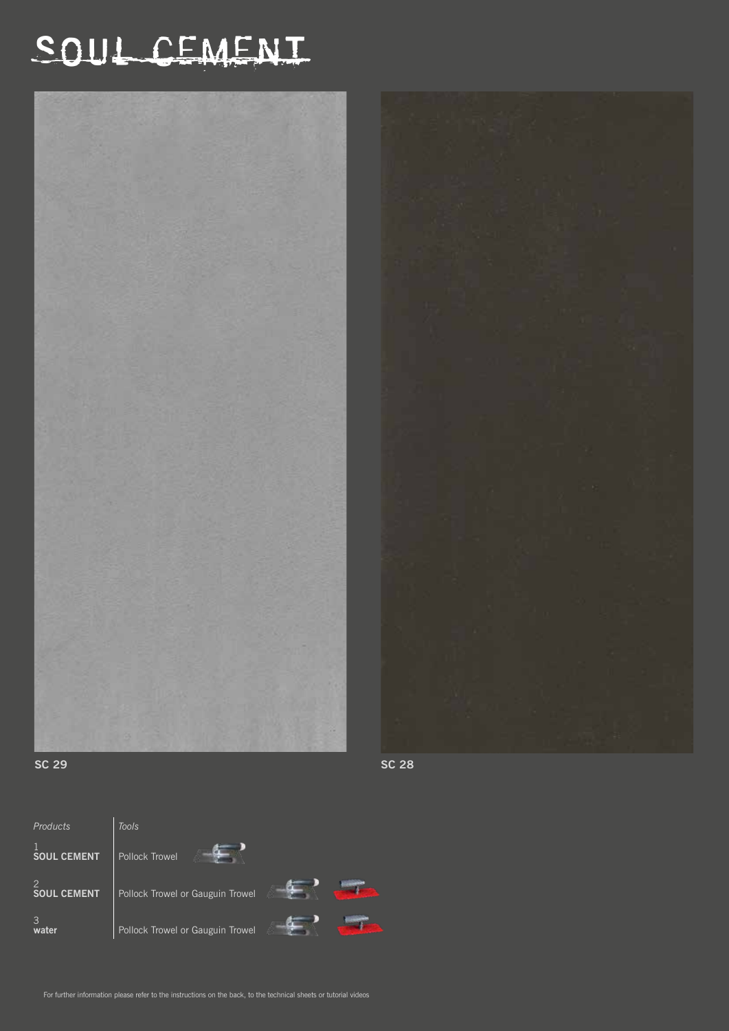# SOUL CEMENT

SC 29

SC 28

| *Products* | *Tools* |
| --- | --- |
| 1 **SOUL CEMENT** | Pollock Trowel |
| 2 **SOUL CEMENT** | Pollock Trowel or Gauguin Trowel |
| 3 **water** | Pollock Trowel or Gauguin Trowel |

For further information please refer to the instructions on the back, to the technical sheets or tutorial videos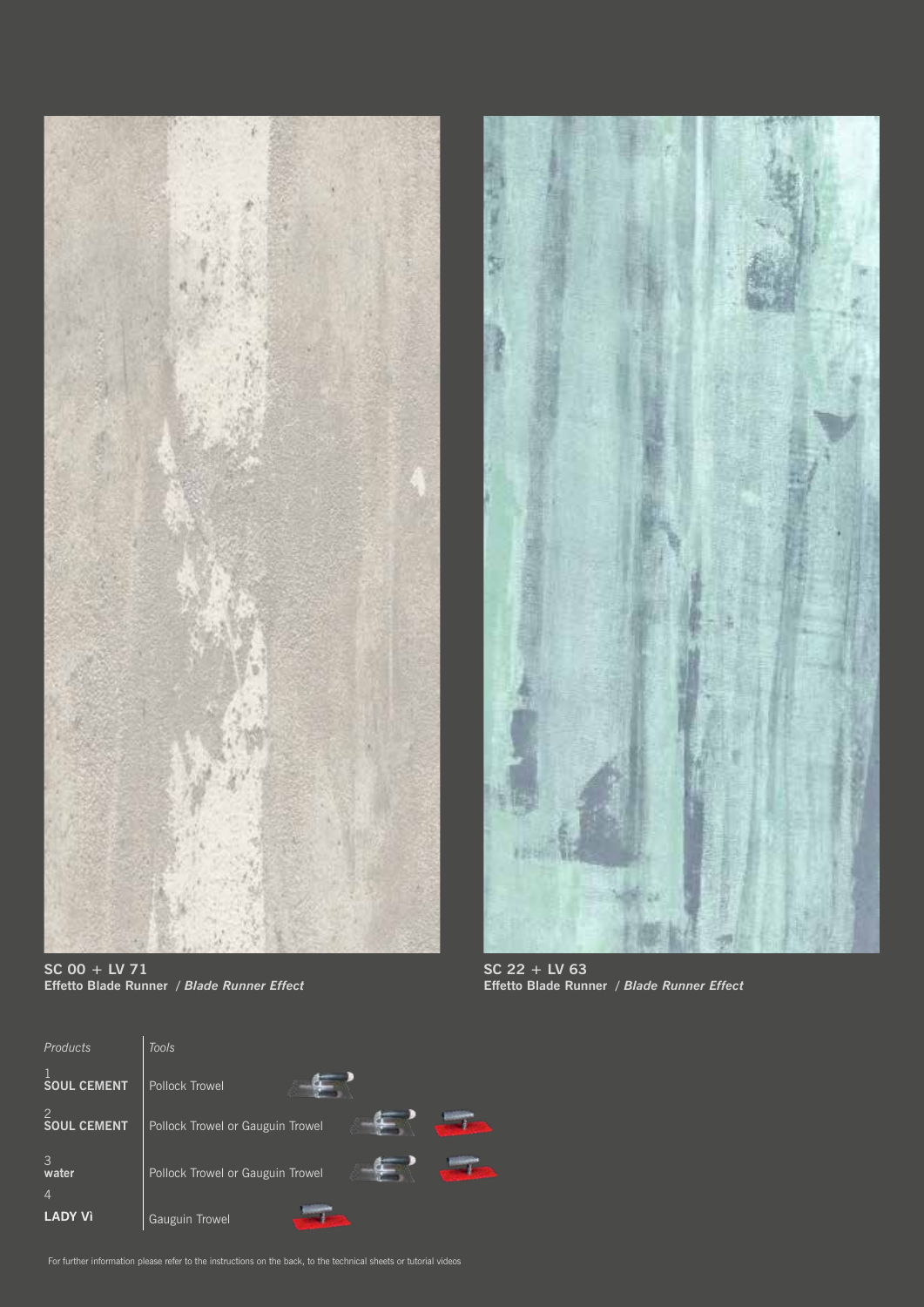**SC 00 + LV 71**
**Effetto Blade Runner** / ***Blade Runner Effect***

**SC 22 + LV 63**
**Effetto Blade Runner** / ***Blade Runner Effect***

| *Products* | *Tools* |
| --- | --- |
| 1 **SOUL CEMENT** | Pollock Trowel |
| 2 **SOUL CEMENT** | Pollock Trowel or Gauguin Trowel |
| 3 **water** | Pollock Trowel or Gauguin Trowel |
| 4 **LADY Vì** | Gauguin Trowel |

For further information please refer to the instructions on the back, to the technical sheets or tutorial videos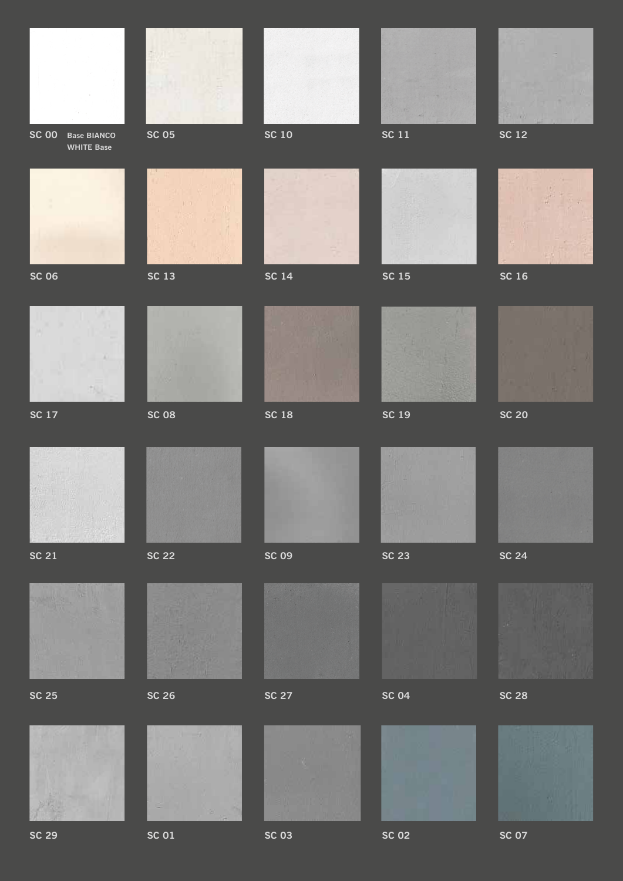SC 00 Base BIANCO WHITE Base

SC 05

SC 10

SC 11

SC 12

SC 06

SC 13

SC 14

SC 15

SC 16

SC 17

SC 08

SC 18

SC 19

SC 20

SC 21

SC 22

SC 09

SC 23

SC 24

SC 25

SC 26

SC 27

SC 04

SC 28

SC 29

SC 01

SC 03

SC 02

SC 07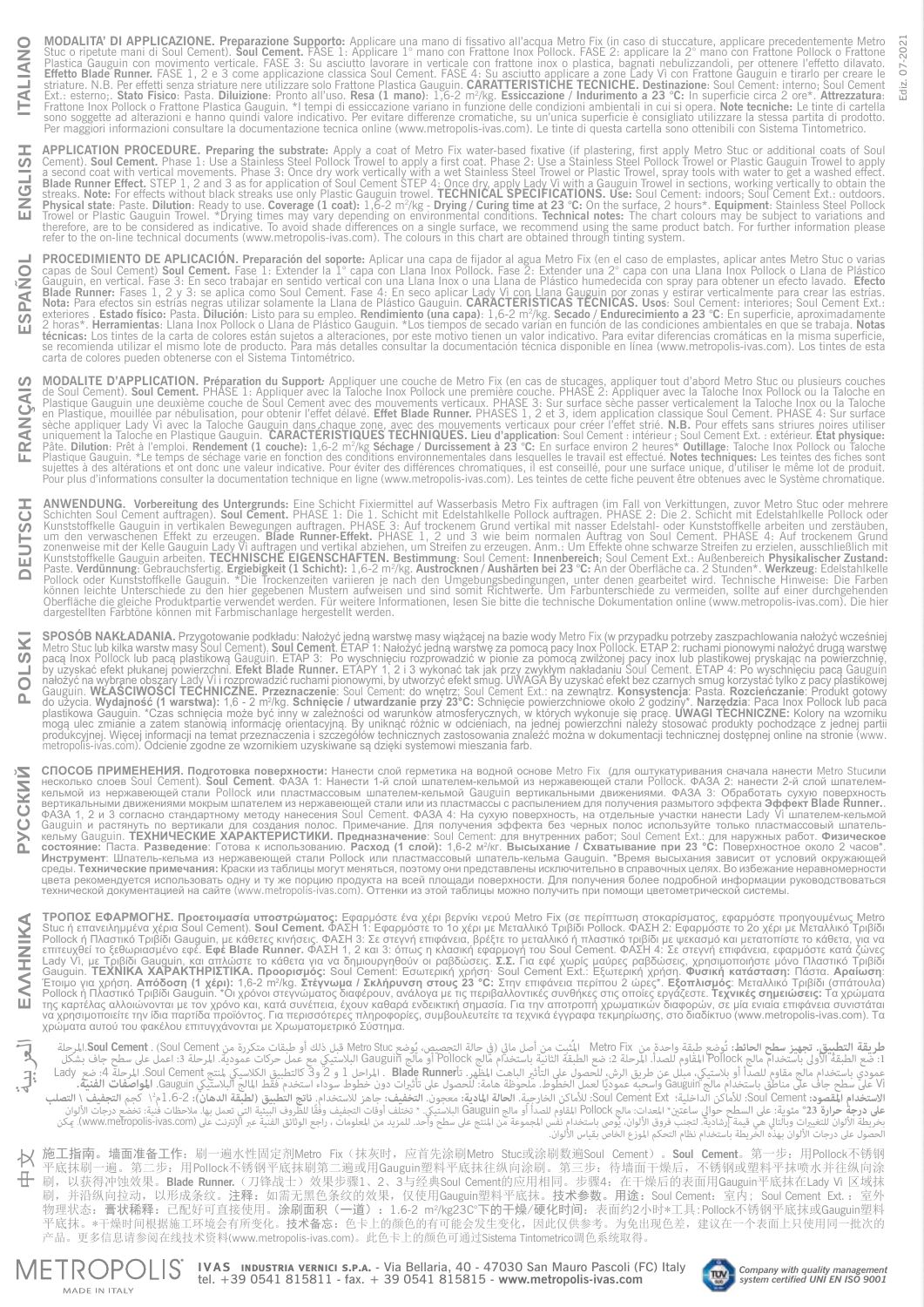## ITALIANO

**MODALITA' DI APPLICAZIONE. Preparazione Supporto:** Applicare una mano di fissativo all'acqua Metro Fix (in caso di stuccature, applicare precedentemente Metro Stuc o ripetute mani di Soul Cement). **Soul Cement.** FASE 1: Applicare 1° mano con Frattone Inox Pollock. FASE 2: applicare la 2° mano con Frattone Pollock o Frattone Plastica Gauguin con movimento verticale. FASE 3: Su asciutto lavorare in verticale con frattone inox o plastica, bagnati nebulizzandoli, per ottenere l'effetto dilavato. **Effetto Blade Runner.** FASE 1, 2 e 3 come applicazione classica Soul Cement. FASE 4: Su asciutto applicare a zone Lady Vi con Frattone Gauguin e tirarlo per creare le striature. N.B. Per effetti senza striature nere utilizzare solo Frattone Plastica Gauguin. **CARATTERISTICHE TECNICHE. Destinazione:** Soul Cement: interno; Soul Cement Ext.: esterno;. **Stato Fisico:** Pasta. **Diluizione:** Pronto all'uso. **Resa (1 mano):** 1,6-2 m²/kg. **Essiccazione / Indurimento a 23 °C:** In superficie circa 2 ore*. **Attrezzatura:** Frattone Inox Pollock o Frattone Plastica Gauguin. *I tempi di essiccazione variano in funzione delle condizioni ambientali in cui si opera. **Note tecniche:** Le tinte di cartella sono soggette ad alterazioni e hanno quindi valore indicativo. Per evitare differenze cromatiche, su un'unica superficie è consigliato utilizzare la stessa partita di prodotto. Per maggiori informazioni consultare la documentazione tecnica online (www.metropolis-ivas.com). Le tinte di questa cartella sono ottenibili con Sistema Tintometrico.

Ediz. 07-2021

## ENGLISH

**APPLICATION PROCEDURE. Preparing the substrate:** Apply a coat of Metro Fix water-based fixative (if plastering, first apply Metro Stuc or additional coats of Soul Cement). **Soul Cement.** Phase 1: Use a Stainless Steel Pollock Trowel to apply a first coat. Phase 2: Use a Stainless Steel Pollock Trowel or Plastic Gauguin Trowel to apply a second coat with vertical movements. Phase 3: Once dry work vertically with a wet Stainless Steel Trowel or Plastic Trowel, spray tools with water to get a washed effect. **Blade Runner Effect.** STEP 1, 2 and 3 as for application of Soul Cement STEP 4: Once dry, apply Lady Vi with a Gauguin Trowel in sections, working vertically to obtain the streaks. **Note:** For effects without black streaks use only Plastic Gauguin trowel. **TECHNICAL SPECIFICATIONS. Use:** Soul Cement: indoors; Soul Cement Ext.: outdoors. **Physical state:** Paste. **Dilution:** Ready to use. **Coverage (1 coat):** 1,6-2 m²/kg - **Drying / Curing time at 23 °C:** On the surface, 2 hours*. **Equipment:** Stainless Steel Pollock Trowel or Plastic Gauguin Trowel. *Drying times may vary depending on environmental conditions. **Technical notes:** The chart colours may be subject to variations and therefore, are to be considered as indicative. To avoid shade differences on a single surface, we recommend using the same product batch. For further information please refer to the on-line technical documents (www.metropolis-ivas.com). The colours in this chart are obtained through tinting system.

## ESPAÑOL

**PROCEDIMIENTO DE APLICACIÓN. Preparación del soporte:** Aplicar una capa de fijador al agua Metro Fix (en el caso de emplastes, aplicar antes Metro Stuc o varias capas de Soul Cement) **Soul Cement.** Fase 1: Extender la 1° capa con Llana Inox Pollock. Fase 2: Extender una 2° capa con una Llana Inox Pollock o Llana de Plástico Gauguin, en vertical. Fase 3: En seco trabajar en sentido vertical con una Llana Inox o una Llana de Plástico humedecida con spray para obtener un efecto lavado. **Efecto Blade Runner:** Fases 1, 2 y 3: se aplica como Soul Cement. Fase 4: En seco aplicar Lady Vi con Llana Gauguin por zonas y estirar verticalmente para crear las estrías. **Nota:** Para efectos sin estrías negras utilizar solamente la Llana de Plástico Gauguin. **CARACTERÍSTICAS TÉCNICAS. Usos:** Soul Cement: interiores; Soul Cement Ext.: exteriores . **Estado físico:** Pasta. **Dilución:** Listo para su empleo. **Rendimiento (una capa):** 1,6-2 m²/kg. **Secado / Endurecimiento a 23 °C:** En superficie, aproximadamente 2 horas*. **Herramientas:** Llana Inox Pollock o Llana de Plástico Gauguin. *Los tiempos de secado varían en función de las condiciones ambientales en que se trabaja. **Notas técnicas:** Los tintes de la carta de colores están sujetos a alteraciones, por este motivo tienen un valor indicativo. Para evitar diferencias cromáticas en la misma superficie, se recomienda utilizar el mismo lote de producto. Para más detalles consultar la documentación técnica disponible en línea (www.metropolis-ivas.com). Los tintes de esta carta de colores pueden obtenerse con el Sistema Tintométrico.

## FRANÇAIS

**MODALITE D'APPLICATION. Préparation du Support:** Appliquer une couche de Metro Fix (en cas de stucages, appliquer tout d'abord Metro Stuc ou plusieurs couches de Soul Cement). **Soul Cement.** PHASE 1: Appliquer avec la Taloche Inox Pollock une première couche. PHASE 2: Appliquer avec la Taloche Inox Pollock ou la Taloche en Plastique Gauguin une deuxième couche de Soul Cement avec des mouvements verticaux. PHASE 3: Sur surface sèche passer verticalement la Taloche Inox ou la Taloche en Plastique, mouillée par nébulisation, pour obtenir l'effet délavé. **Effet Blade Runner.** PHASES 1, 2 et 3, idem application classique Soul Cement. PHASE 4: Sur surface sèche appliquer Lady Vi avec la Taloche Gauguin dans chaque zone, avec des mouvements verticaux pour créer l'effet strié. **N.B.** Pour effets sans stries noires utiliser uniquement la Taloche en Plastique Gauguin. **CARACTÉRISTIQUES TECHNIQUES. Lieu d'application**: Soul Cement : intérieur ; Soul Cement Ext. : extérieur. **État physique:** Pâte. **Dilution**: Prêt à l'emploi. **Rendement (1 couche):** 1,6-2 m²/kg **Séchage / Durcissement à 23 °C:** En surface environ 2 heures* **Outillage**: Taloche Inox Pollock ou Taloche Plastique Gauguin. *Le temps de séchage varie en fonction des conditions environnementales dans lesquelles le travail est effectué. **Notes techniques:** Les teintes des fiches sont sujettes à des altérations et ont donc une valeur indicative. Pour éviter des différences chromatiques, il est conseillé, pour une surface unique, d'utiliser le même lot de produit. Pour plus d'informations consulter la documentation technique en ligne (www.metropolis-ivas.com). Les teintes de cette fiche peuvent être obtenues avec le Système chromatique.

## DEUTSCH

**ANWENDUNG. Vorbereitung des Untergrunds:** Eine Schicht Fixiermittel auf Wasserbasis Metro Fix auftragen (im Fall von Verkittungen, zuvor Metro Stuc oder mehrere Schichten Soul Cement auftragen). **Soul Cement.** PHASE 1: Die 1. Schicht mit Edelstahlkelle Pollock auftragen. PHASE 2: Die 2. Schicht mit Edelstahlkelle Pollock oder Kunststoffkelle Gauguin in vertikalen Bewegungen auftragen. PHASE 3: Auf trockenem Grund vertikal mit nasser Edelstahl- oder Kunststoffkelle arbeiten und zerstäuben, um den verwaschenen Effekt zu erzeugen. **Blade Runner-Effekt.** PHASE 1, 2 und 3 wie beim normalen Auftrag von Soul Cement. PHASE 4: Auf trockenem Grund zonenweise mit der Kelle Gauguin Lady Vi auftragen und vertikal abziehen, um Streifen zu erzeugen. Anm.: Um Effekte ohne schwarze Streifen zu erzielen, ausschließlich mit Kunststoffkelle Gauguin arbeiten. **TECHNISCHE EIGENSCHAFTEN. Bestimmung:** Soul Cement: **Innenbereich**; Soul Cement Ext.: Außenbereich **Physikalischer Zustand:** Paste. **Verdünnung:** Gebrauchsfertig. **Ergiebigkeit (1 Schicht):** 1,6-2 m²/kg **Austrocknen / Aushärten bei 23 °C:** An der Oberfläche ca. 2 Stunden*. **Werkzeug:** Edelstahlkelle Pollock oder Kunststoffkelle Gauguin. *Die Trockenzeiten variieren je nach den Umgebungsbedingungen, unter denen gearbeitet wird. Technische Hinweise: Die Farben können leichte Unterschiede zu den hier gegebenen Mustern aufweisen und sind somit Richtwerte. Um Farbunterschiede zu vermeiden, sollte auf einer durchgehenden Oberfläche die gleiche Produktpartie verwendet werden. Für weitere Informationen, lesen Sie bitte die technische Dokumentation online (www.metropolis-ivas.com). Die hier dargestellten Farbtöne können mit Farbmischanlage hergestellt werden.

## POLSKI

**SPOSÓB NAKŁADANIA.** Przygotowanie podkładu: Nałożyć jedną warstwę masy wiążącej na bazie wody Metro Fix (w przypadku potrzeby zaszpachlowania nałożyć wcześniej Metro Stuc lub kilka warstw masy Soul Cement). **Soul Cement.** ETAP 1: Nałożyć jedną warstwę za pomocą pacy Inox Pollock. ETAP 2: ruchami pionowymi nałożyć drugą warstwę pacą Inox Pollock lub pacą plastikową Gauguin. ETAP 3: Po wyschnięciu rozprowadzić w pionie za pomocą zwilżonej pacy inox lub plastikowej pryskając na powierzchnię, by uzyskać efekt płukanej powierzchni. **Efekt Blade Runner.** ETAPY 1, 2 i 3 wykonać tak jak przy zwykłym nakładaniu Soul Cement. ETAP 4: Po wyschnięciu pacą Gauguin nałożyć na wybrane obszary Lady Vi i rozprowadzić ruchami pionowymi, by utworzyć efekt smug. UWAGA By uzyskać efekt bez czarnych smug korzystać tylko z pacy plastikowej Gauguin. **WŁAŚCIWOŚCI TECHNICZNE. Przeznaczenie**: Soul Cement: do wnętrz; Soul Cement Ext.: na zewnątrz. **Konsystencja**: Pasta. **Rozcieńczanie**: Produkt gotowy do użycia. **Wydajność (1 warstwa):** 1,6 - 2 m²/kg. **Schnięcie / utwardzanie przy 23°C:** Schnięcie powierzchniowe około 2 godziny*. **Narzędzia**: Paca Inox Pollock lub paca plastikowa Gauguin. *Czas schnięcia może być inny w zależności od warunków atmosferycznych, w których wykonuje się pracę. **UWAGI TECHNICZNE:** Kolory na wzorniku mogą ulec zmianie a zatem stanowią informację orientacyjną. By uniknąć różnic w odcieniach, na jednej powierzchni należy stosować produkty pochodzące z jednej partii produkcyjnej. Więcej informacji na temat przeznaczenia i szczegółów technicznych zastosowania znaleźć można w dokumentacji technicznej dostępnej online na stronie (www.metropolis-ivas.com). Odcienie zgodne ze wzornikiem uzyskiwane są dzięki systemowi mieszania farb.

## РУССКИЙ

**СПОСОБ ПРИМЕНЕНИЯ. Подготовка поверхности:** Нанести слой герметика на водной основе Metro Fix (для оштукатуривания сначала нанести Metro Stucили несколько слоев Soul Cement). **Soul Cement.** ФАЗА 1: Нанести 1-й слой шпателем-кельмой из нержавеющей стали Pollock. ФАЗА 2: нанести 2-й слой шпателем-кельмой из нержавеющей стали Pollock или пластмассовым шпателем-кельмой Gauguin вертикальными движениями. ФАЗА 3: Обработать сухую поверхность вертикальными движениями мокрым шпателем из нержавеющей стали или из пластмассы с распылением для получения размытого эффекта. **Эффект Blade Runner.** ФАЗА 1, 2 и 3 согласно стандартному методу нанесения Soul Cement. ФАЗА 4: На сухую поверхность, на отдельные участки нанести Lady Vi шпателем-кельмой Gauguin и растянуть по вертикали для создания полос. Примечание. Для получения эффекта без черных полос используйте только пластмассовый шпатель-кельму Gauguin. **ТЕХНИЧЕСКИЕ ХАРАКТЕРИСТИКИ. Предназначение**: Soul Cement: для внутренних работ; Soul Cement Ext.: для наружных работ. **Физическое состояние:** Паста. **Разведение**: Готова к использованию. **Расход (1 слой):** 1,6-2 м²/кг. **Высыхание / Схватывание при 23 °C:** Поверхностное около 2 часов*. **Инструмент**: Шпатель-кельма из нержавеющей стали Pollock или пластмассовый шпатель-кельма Gauguin. *Время высыхания зависит от условий окружающей среды. **Технические примечания:** Краски из таблицы могут меняться, поэтому они представлены исключительно в справочных целях. Во избежание неравномерности цвета рекомендуется использовать одну и ту же порцию продукта на всей площади поверхности. Для получения более подробной информации руководствоваться технической документацией на сайте (www.metropolis-ivas.com). Оттенки из этой таблицы можно получить при помощи цветометрической системы.

## ΕΛΛΗΝΙΚΑ

**ΤΡΟΠΟΣ ΕΦΑΡΜΟΓΗΣ. Προετοιμασία υποστρώματος:** Εφαρμόστε ένα χέρι βερνίκι νερού Metro Fix (σε περίπτωση στοκαρίσματος, εφαρμόστε προηγουμένως Metro Stuc ή επανειλημμένα χέρια Soul Cement). **Soul Cement.** ΦΑΣΗ 1: Εφαρμόστε το 1ο χέρι με Μεταλλικό Τριβίδι Pollock. ΦΑΣΗ 2: Εφαρμόστε το 2ο χέρι με Μεταλλικό Τριβίδι Pollock ή Πλαστικό Τριβίδι Gauguin, με κάθετες κινήσεις. ΦΑΣΗ 3: Σε στεγνή επιφάνεια, βρέξτε το μεταλλικό ή πλαστικό τριβίδι με ψεκασμό και μεταποιήστε το κάθετα, για να επιτευχθεί το ξεθωριασμένο εφέ. **Εφέ Blade Runner.** ΦΑΣΗ 1, 2 και 3: όπως η κλασική εφαρμογή του Soul Cement. ΦΑΣΗ 4: Σε στεγνή επιφάνεια, εφαρμόστε κατά ζώνες Lady Vi, με Τριβίδι Gauguin, και απλώστε το κάθετα για να δημιουργηθούν οι ραβδώσεις. **Σ.Σ.** Για εφέ χωρίς μαύρες ραβδώσεις, χρησιμοποιήστε μόνο Πλαστικό Τριβίδι Gauguin. **ΤΕΧΝΙΚΑ ΧΑΡΑΚΤΗΡΙΣΤΙΚΑ. Προορισμός:** Soul Cement: Εσωτερική χρήση· Soul Cement Ext.: Εξωτερική χρήση. **Φυσική κατάσταση:** Πάστα. **Αραίωση:** Έτοιμο για χρήση. **Απόδοση (1 χέρι):** 1,6-2 m²/kg. **Στέγνωμα / Σκλήρυνση στους 23 °C:** Στην επιφάνεια περίπου 2 ώρες*. **Εξοπλισμός:** Μεταλλικό Τριβίδι (σπάτουλα) Pollock ή Πλαστικό Τριβίδι Gauguin. *Οι χρόνοι στεγνώματος διαφέρουν, ανάλογα με τις περιβαλλοντικές συνθήκες στις οποίες εργάζεστε. **Τεχνικές σημειώσεις:** Τα χρώματα της καρτέλας αλλοιώνονται με τον χρόνο και, κατά συνέπεια, έχουν καθαρά ενδεικτική σημασία. Για την αποτροπή χρωματικών διαφορών, σε μία ενιαία επιφάνεια συνιστάται να χρησιμοποιείτε την ίδια παρτίδα προϊόντος. Για περισσότερες πληροφορίες, συμβουλευτείτε τα τεχνικά έγγραφα τεκμηρίωσης, στο διαδίκτυο (www.metropolis-ivas.com). Τα χρώματα αυτού του φακέλου επιτυγχάνονται με Χρωματομετρικό Σύστημα.

## العربيّة

**طريقة التطبيق. تجهيز سطح الحائط:** تُوضع طبقة واحدة من Metro Fix المثبِّت من أصل مائي (في حالة التجصيص، يُوضع Metro Stuc قبل ذلك أو طبقات متكررة من Soul Cement) .**Soul Cement**. المرحلة 1: ضع الطبقة الأولى باستخدام مالج Pollock المقاوم للصدأ. المرحلة 2: ضع الطبقة الثانية باستخدام مالج Pollock أو مالج Gauguin البلاستيكي مع عمل حركات عمودية. المرحلة 3: اعمل على سطح جاف بشكل عمودي باستخدام مالج مقاوم للصدأ أو بلاستيكي، مبلل عن طريق الرش، للحصول على التأثير الباهت المظهر. تأثير **Blade Runner**: المراحل 1 و 2 و 3 كالتطبيق الكلاسيكي لمنتج Soul Cement. المرحلة 4: ضع Lady Vi على سطح جاف على مناطق باستخدام مالج Gauguin واسحبه عمودياً لتشكيل الخطوط. ملحوظة هامة: للحصول على تأثيرات دون خطوط سوداء، استخدم فقط المالج البلاستيكي Gauguin. **المواصفات الفنية.**
**الاستخدام المقصود:** Soul Cement: للأماكن الداخلية، Soul Cement Ext: للأماكن الخارجية. **الحالة المادية:** معجون. **التخفيف:** جاهز للاستخدام. **ناتج التطبيق (الطبقة الأولى):** 1.6-2م²/ كجم **التجفيف \ التصلب على درجة حرارة 23°** مئوية: على السطح حوالي ساعتين*. المعدات: مالج Pollock المقاوم للصدأ أو مالج Gauguin البلاستيكي. * تختلف أوقات التجفيف وفقًا للظروف البيئية التي تعمل بها. ملاحظات فنية: تخضع درجات الألوان بخريطة الألوان للتغييرات وبالتالي هي قيمة إرشادية. لتجنب فروق الألوان، يُوصى باستخدام نفس المجموعة من المنتج على سطح واحد. للمزيد من المعلومات ، راجع الوثائق الفنية عبر الإنترنت على (www.metropolis-ivas.com). يمكن الحصول على درجات الألوان بهذه الخريطة باستخدام نظام التحكم الموزع الخاص بقياس الألوان.

## 中文

**施工指南。墙面准备工作：**刷一遍水性固定剂Metro Fix（抹灰时，应首先涂刷Metro Stuc或涂刷数遍Soul Cement）。**Soul Cement。**第一步：用Pollock不锈钢平底抹刷一遍。第二步：用Pollock不锈钢平底抹刷第二遍或用Gauguin塑料平底抹往纵向涂刷。第三步：待墙面干燥后，不锈钢或塑料平抹喷水并往纵向涂刷，以获得冲蚀效果。**Blade Runner.**（刀锋战士）效果步骤1、2、3与经典Soul Cement的应用相同。步骤4：在干燥后的表面用Gauguin平底抹在Lady Vi 区域抹刷，并沿纵向拉动，以形成条纹。**注释：**如需无黑色条纹的效果，仅使用Gauguin塑料平底抹。**技术参数。用途：**Soul Cement：室内；Soul Cement Ext.：室外 物理状态：**膏状稀释：**已配好可直接使用。**涂刷面积（一道）：**1.6-2 m²/kg23C°下的干燥/硬化时间：表面约2小时*工具：Pollock不锈钢平底抹或Gauguin塑料平底抹。*干燥时间根据施工环境会有所变化。**技术备忘：**色卡上的颜色的有可能会发生变化，因此仅供参考。为免出现色差，建议在一个表面上只使用同一批次的产品。更多信息请参阅在线技术资料(www.metropolis-ivas.com)。此色卡上的颜色可通过Sistema Tintometrico调色系统取得。

METROPOLIS®
MADE IN ITALY

**IVAS INDUSTRIA VERNICI S.P.A.** - Via Bellaria, 40 - 47030 San Mauro Pascoli (FC) Italy
tel. +39 0541 815811 - fax. + 39 0541 815815 - **www.metropolis-ivas.com**

Company with quality management system certified UNI EN ISO 9001